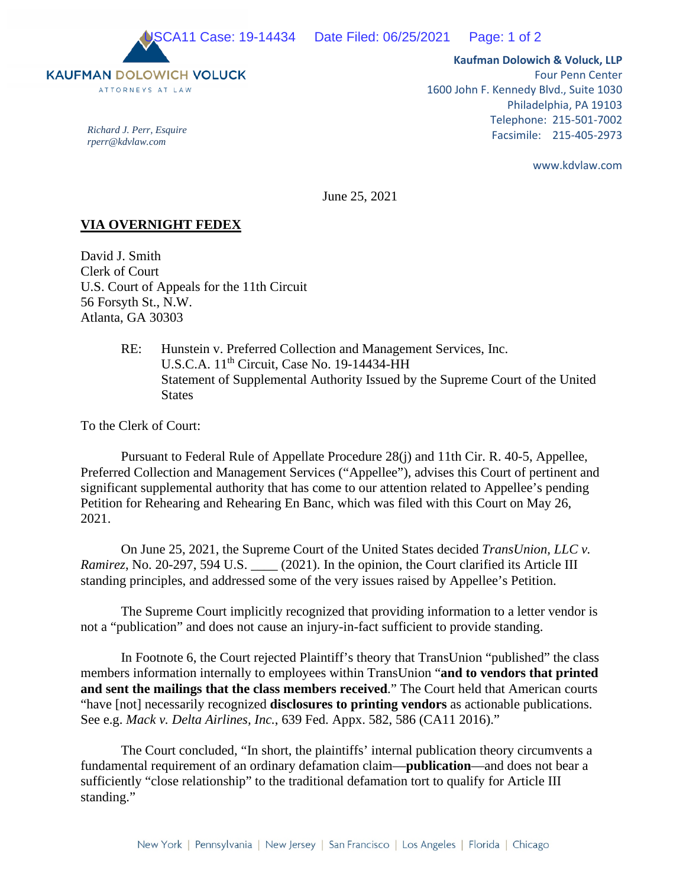KAUFMAN DOLOWICH VOLUCK
ATTORNEYS AT LAW

**Kaufman Dolowich & Voluck, LLP**
Four Penn Center
1600 John F. Kennedy Blvd., Suite 1030
Philadelphia, PA 19103
Telephone: 215-501-7002
Facsimile: 215-405-2973

www.kdvlaw.com

*Richard J. Perr, Esquire*
*rperr@kdvlaw.com*

June 25, 2021

**VIA OVERNIGHT FEDEX**

David J. Smith
Clerk of Court
U.S. Court of Appeals for the 11th Circuit
56 Forsyth St., N.W.
Atlanta, GA 30303

RE: Hunstein v. Preferred Collection and Management Services, Inc.
U.S.C.A. 11th Circuit, Case No. 19-14434-HH
Statement of Supplemental Authority Issued by the Supreme Court of the United States

To the Clerk of Court:

Pursuant to Federal Rule of Appellate Procedure 28(j) and 11th Cir. R. 40-5, Appellee, Preferred Collection and Management Services ("Appellee"), advises this Court of pertinent and significant supplemental authority that has come to our attention related to Appellee's pending Petition for Rehearing and Rehearing En Banc, which was filed with this Court on May 26, 2021.

On June 25, 2021, the Supreme Court of the United States decided *TransUnion, LLC v. Ramirez*, No. 20-297, 594 U.S. \_\_\_\_ (2021). In the opinion, the Court clarified its Article III standing principles, and addressed some of the very issues raised by Appellee's Petition.

The Supreme Court implicitly recognized that providing information to a letter vendor is not a "publication" and does not cause an injury-in-fact sufficient to provide standing.

In Footnote 6, the Court rejected Plaintiff's theory that TransUnion "published" the class members information internally to employees within TransUnion "**and to vendors that printed and sent the mailings that the class members received**." The Court held that American courts "have [not] necessarily recognized **disclosures to printing vendors** as actionable publications. See e.g. *Mack v. Delta Airlines, Inc.*, 639 Fed. Appx. 582, 586 (CA11 2016)."

The Court concluded, "In short, the plaintiffs' internal publication theory circumvents a fundamental requirement of an ordinary defamation claim—**publication**—and does not bear a sufficiently "close relationship" to the traditional defamation tort to qualify for Article III standing."

New York | Pennsylvania | New Jersey | San Francisco | Los Angeles | Florida | Chicago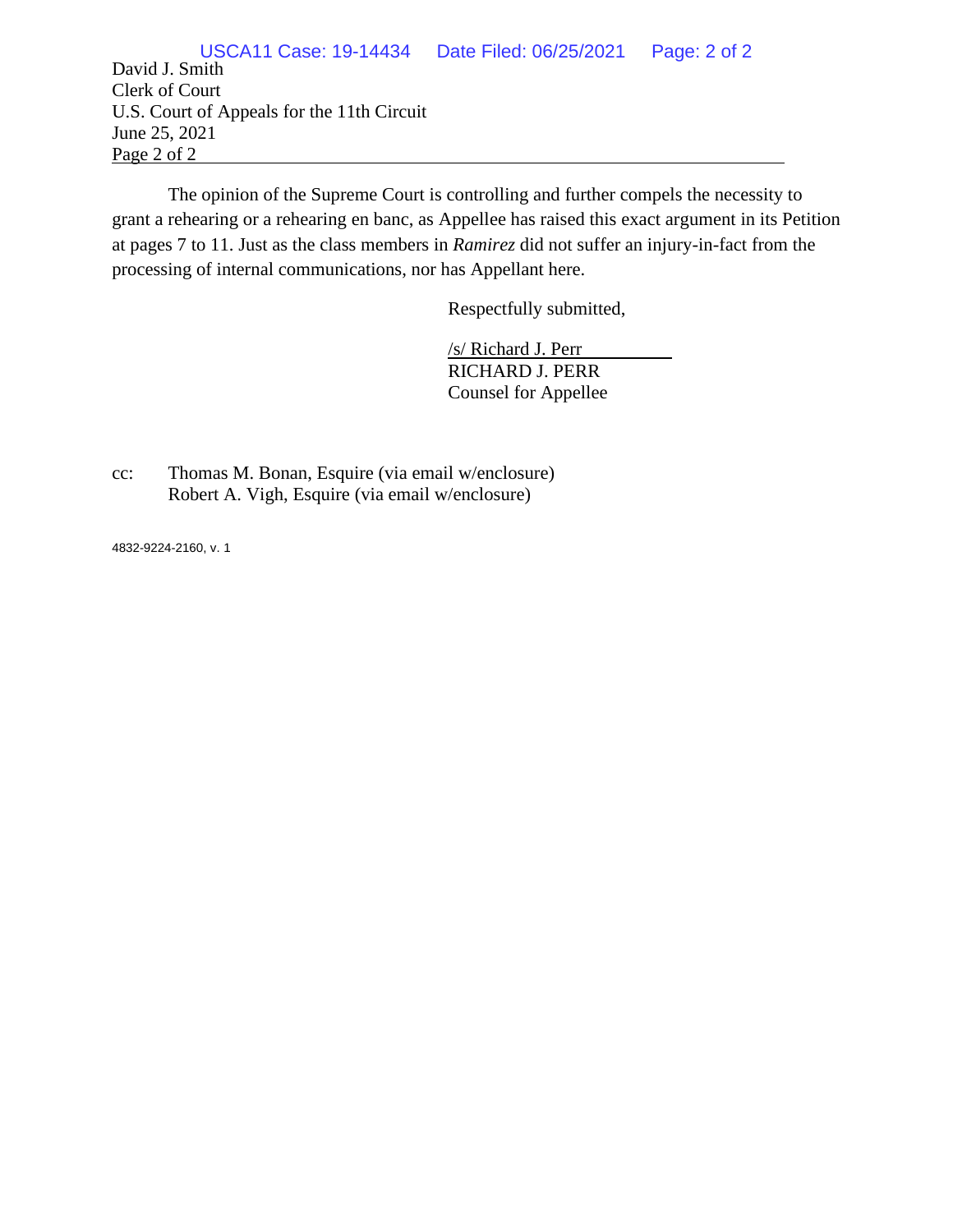David J. Smith
Clerk of Court
U.S. Court of Appeals for the 11th Circuit
June 25, 2021
Page 2 of 2

The opinion of the Supreme Court is controlling and further compels the necessity to grant a rehearing or a rehearing en banc, as Appellee has raised this exact argument in its Petition at pages 7 to 11. Just as the class members in *Ramirez* did not suffer an injury-in-fact from the processing of internal communications, nor has Appellant here.

Respectfully submitted,

/s/ Richard J. Perr
RICHARD J. PERR
Counsel for Appellee

cc: Thomas M. Bonan, Esquire (via email w/enclosure)
Robert A. Vigh, Esquire (via email w/enclosure)

4832-9224-2160, v. 1